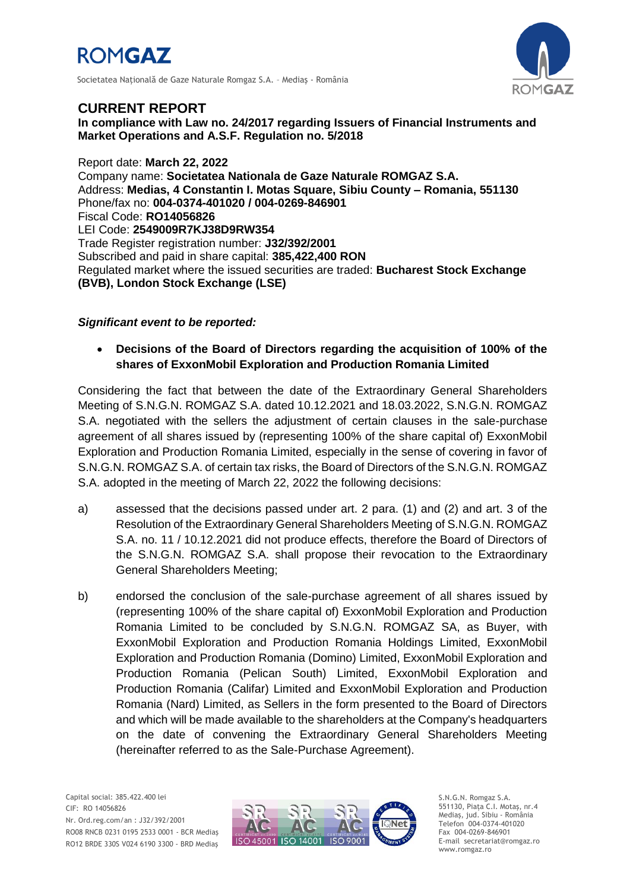# CURRENT REPORT

**In compliance with Law no. 24/2017 regarding Issuers of Financial Instruments and Market Operations and A.S.F. Regulation no. 5/2018**

Report date: **March 22, 2022**
Company name: **Societatea Nationala de Gaze Naturale ROMGAZ S.A.**
Address: **Medias, 4 Constantin I. Motas Square, Sibiu County – Romania, 551130**
Phone/fax no: **004-0374-401020 / 004-0269-846901**
Fiscal Code: **RO14056826**
LEI Code: **2549009R7KJ38D9RW354**
Trade Register registration number: **J32/392/2001**
Subscribed and paid in share capital: **385,422,400 RON**
Regulated market where the issued securities are traded: **Bucharest Stock Exchange (BVB), London Stock Exchange (LSE)**

***Significant event to be reported:***

- **Decisions of the Board of Directors regarding the acquisition of 100% of the shares of ExxonMobil Exploration and Production Romania Limited**

Considering the fact that between the date of the Extraordinary General Shareholders Meeting of S.N.G.N. ROMGAZ S.A. dated 10.12.2021 and 18.03.2022, S.N.G.N. ROMGAZ S.A. negotiated with the sellers the adjustment of certain clauses in the sale-purchase agreement of all shares issued by (representing 100% of the share capital of) ExxonMobil Exploration and Production Romania Limited, especially in the sense of covering in favor of S.N.G.N. ROMGAZ S.A. of certain tax risks, the Board of Directors of the S.N.G.N. ROMGAZ S.A. adopted in the meeting of March 22, 2022 the following decisions:

a) assessed that the decisions passed under art. 2 para. (1) and (2) and art. 3 of the Resolution of the Extraordinary General Shareholders Meeting of S.N.G.N. ROMGAZ S.A. no. 11 / 10.12.2021 did not produce effects, therefore the Board of Directors of the S.N.G.N. ROMGAZ S.A. shall propose their revocation to the Extraordinary General Shareholders Meeting;

b) endorsed the conclusion of the sale-purchase agreement of all shares issued by (representing 100% of the share capital of) ExxonMobil Exploration and Production Romania Limited to be concluded by S.N.G.N. ROMGAZ SA, as Buyer, with ExxonMobil Exploration and Production Romania Holdings Limited, ExxonMobil Exploration and Production Romania (Domino) Limited, ExxonMobil Exploration and Production Romania (Pelican South) Limited, ExxonMobil Exploration and Production Romania (Califar) Limited and ExxonMobil Exploration and Production Romania (Nard) Limited, as Sellers in the form presented to the Board of Directors and which will be made available to the shareholders at the Company's headquarters on the date of convening the Extraordinary General Shareholders Meeting (hereinafter referred to as the Sale-Purchase Agreement).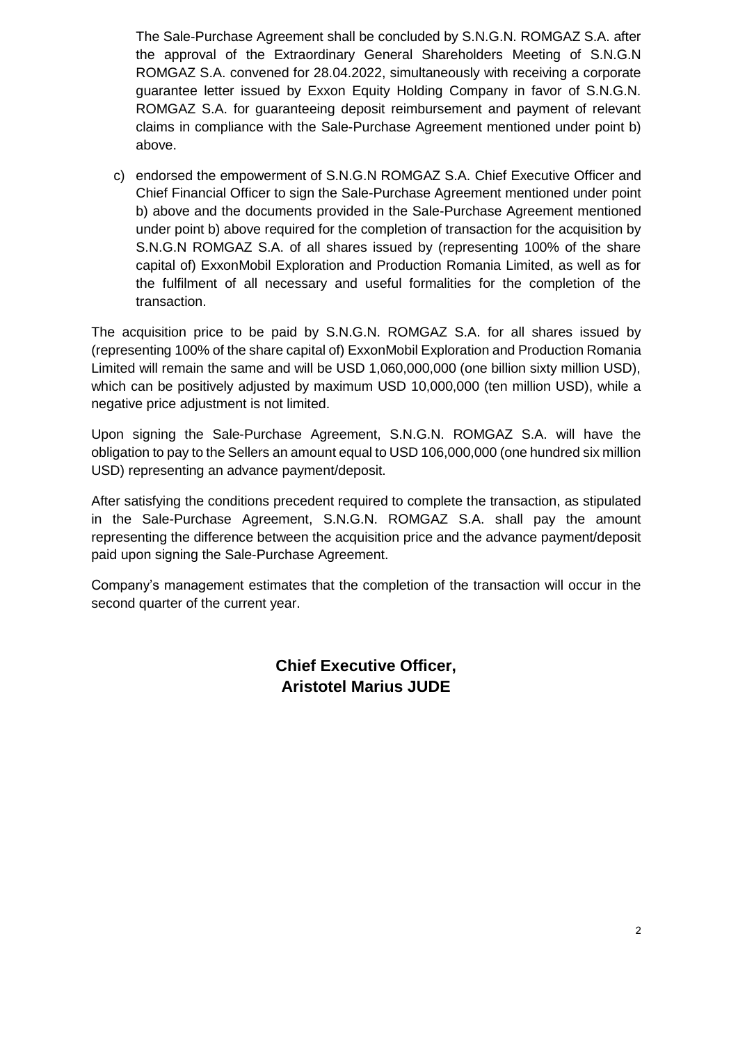The Sale-Purchase Agreement shall be concluded by S.N.G.N. ROMGAZ S.A. after the approval of the Extraordinary General Shareholders Meeting of S.N.G.N ROMGAZ S.A. convened for 28.04.2022, simultaneously with receiving a corporate guarantee letter issued by Exxon Equity Holding Company in favor of S.N.G.N. ROMGAZ S.A. for guaranteeing deposit reimbursement and payment of relevant claims in compliance with the Sale-Purchase Agreement mentioned under point b) above.

c) endorsed the empowerment of S.N.G.N ROMGAZ S.A. Chief Executive Officer and Chief Financial Officer to sign the Sale-Purchase Agreement mentioned under point b) above and the documents provided in the Sale-Purchase Agreement mentioned under point b) above required for the completion of transaction for the acquisition by S.N.G.N ROMGAZ S.A. of all shares issued by (representing 100% of the share capital of) ExxonMobil Exploration and Production Romania Limited, as well as for the fulfilment of all necessary and useful formalities for the completion of the transaction.

The acquisition price to be paid by S.N.G.N. ROMGAZ S.A. for all shares issued by (representing 100% of the share capital of) ExxonMobil Exploration and Production Romania Limited will remain the same and will be USD 1,060,000,000 (one billion sixty million USD), which can be positively adjusted by maximum USD 10,000,000 (ten million USD), while a negative price adjustment is not limited.

Upon signing the Sale-Purchase Agreement, S.N.G.N. ROMGAZ S.A. will have the obligation to pay to the Sellers an amount equal to USD 106,000,000 (one hundred six million USD) representing an advance payment/deposit.

After satisfying the conditions precedent required to complete the transaction, as stipulated in the Sale-Purchase Agreement, S.N.G.N. ROMGAZ S.A. shall pay the amount representing the difference between the acquisition price and the advance payment/deposit paid upon signing the Sale-Purchase Agreement.

Company's management estimates that the completion of the transaction will occur in the second quarter of the current year.

**Chief Executive Officer,**
**Aristotel Marius JUDE**